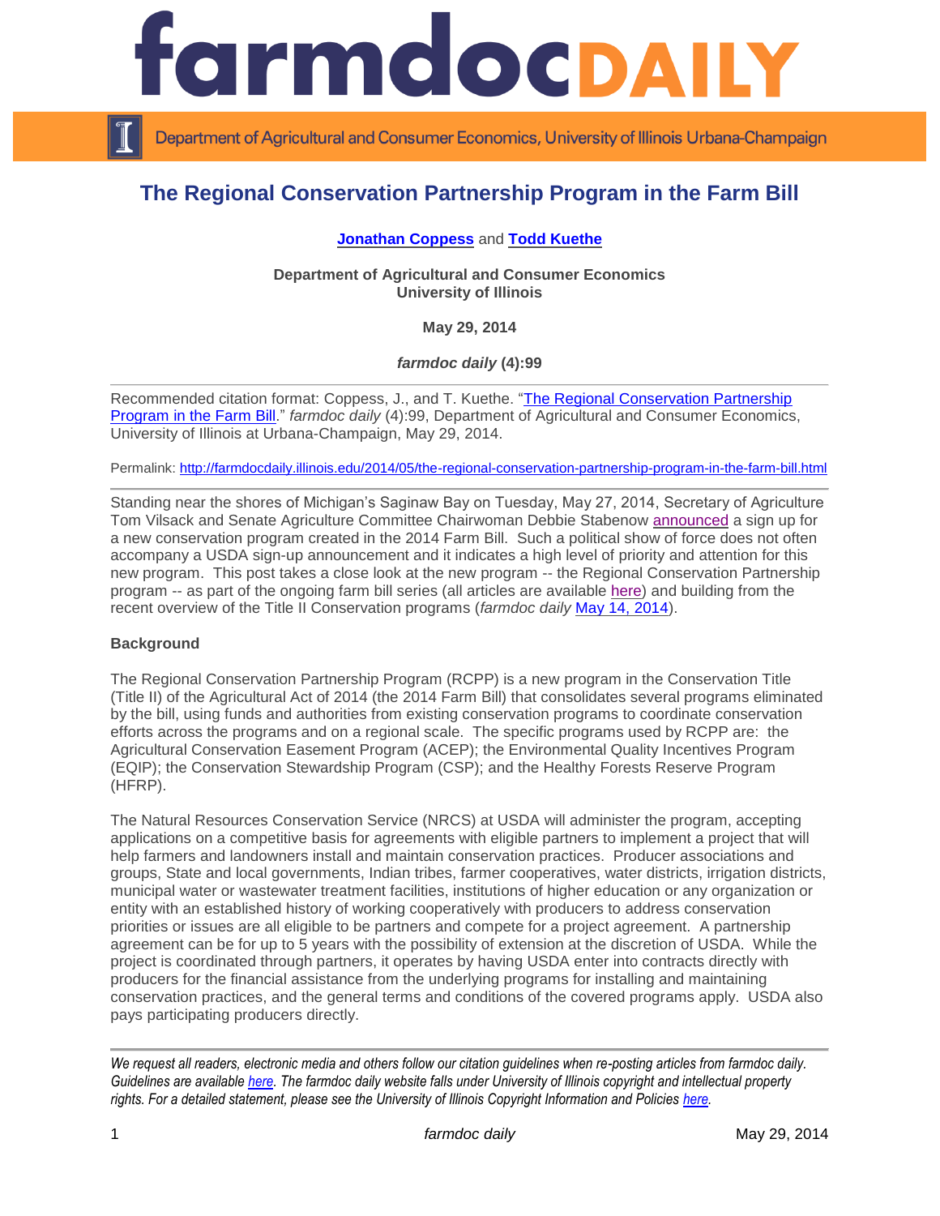# The Regional Conservation Partnership Program in the Farm Bill

**Jonathan Coppess** and **Todd Kuethe**

**Department of Agricultural and Consumer Economics**
**University of Illinois**

**May 29, 2014**

***farmdoc daily* (4):99**

---

Recommended citation format: Coppess, J., and T. Kuethe. "The Regional Conservation Partnership Program in the Farm Bill." *farmdoc daily* (4):99, Department of Agricultural and Consumer Economics, University of Illinois at Urbana-Champaign, May 29, 2014.

Permalink: http://farmdocdaily.illinois.edu/2014/05/the-regional-conservation-partnership-program-in-the-farm-bill.html

---

Standing near the shores of Michigan's Saginaw Bay on Tuesday, May 27, 2014, Secretary of Agriculture Tom Vilsack and Senate Agriculture Committee Chairwoman Debbie Stabenow announced a sign up for a new conservation program created in the 2014 Farm Bill. Such a political show of force does not often accompany a USDA sign-up announcement and it indicates a high level of priority and attention for this new program. This post takes a close look at the new program -- the Regional Conservation Partnership program -- as part of the ongoing farm bill series (all articles are available here) and building from the recent overview of the Title II Conservation programs (*farmdoc daily* May 14, 2014).

**Background**

The Regional Conservation Partnership Program (RCPP) is a new program in the Conservation Title (Title II) of the Agricultural Act of 2014 (the 2014 Farm Bill) that consolidates several programs eliminated by the bill, using funds and authorities from existing conservation programs to coordinate conservation efforts across the programs and on a regional scale. The specific programs used by RCPP are: the Agricultural Conservation Easement Program (ACEP); the Environmental Quality Incentives Program (EQIP); the Conservation Stewardship Program (CSP); and the Healthy Forests Reserve Program (HFRP).

The Natural Resources Conservation Service (NRCS) at USDA will administer the program, accepting applications on a competitive basis for agreements with eligible partners to implement a project that will help farmers and landowners install and maintain conservation practices. Producer associations and groups, State and local governments, Indian tribes, farmer cooperatives, water districts, irrigation districts, municipal water or wastewater treatment facilities, institutions of higher education or any organization or entity with an established history of working cooperatively with producers to address conservation priorities or issues are all eligible to be partners and compete for a project agreement. A partnership agreement can be for up to 5 years with the possibility of extension at the discretion of USDA. While the project is coordinated through partners, it operates by having USDA enter into contracts directly with producers for the financial assistance from the underlying programs for installing and maintaining conservation practices, and the general terms and conditions of the covered programs apply. USDA also pays participating producers directly.

---

*We request all readers, electronic media and others follow our citation guidelines when re-posting articles from farmdoc daily. Guidelines are available here. The farmdoc daily website falls under University of Illinois copyright and intellectual property rights. For a detailed statement, please see the University of Illinois Copyright Information and Policies here.*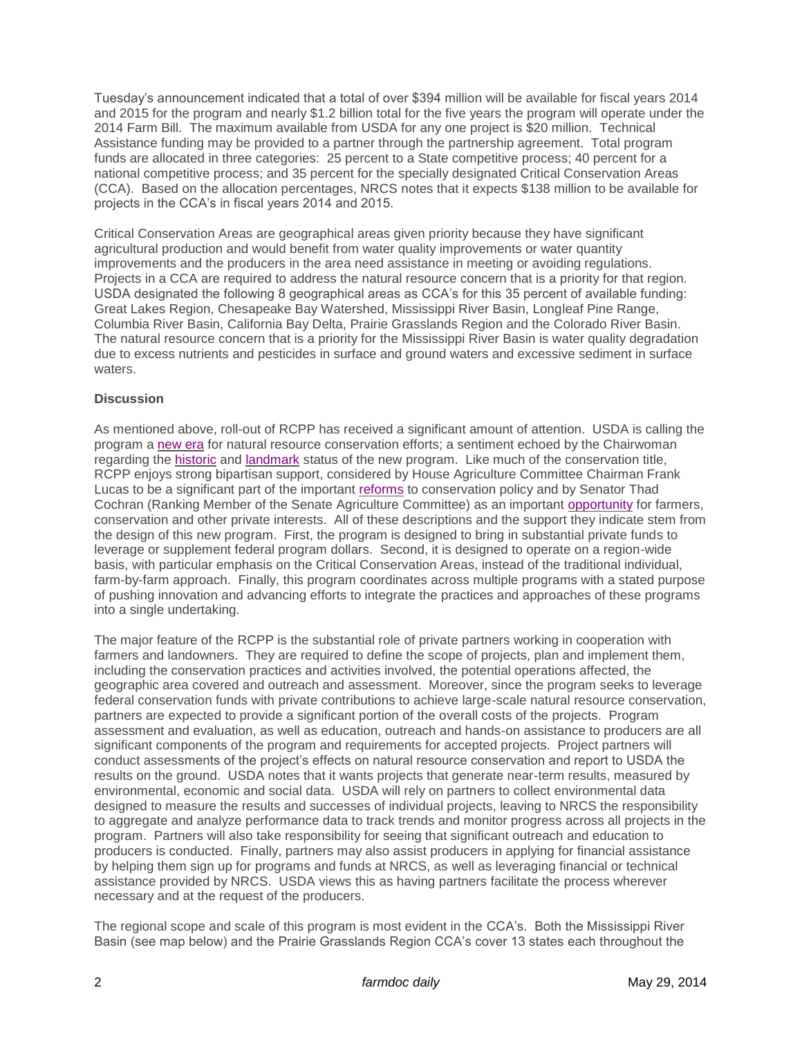Tuesday's announcement indicated that a total of over $394 million will be available for fiscal years 2014 and 2015 for the program and nearly $1.2 billion total for the five years the program will operate under the 2014 Farm Bill. The maximum available from USDA for any one project is $20 million. Technical Assistance funding may be provided to a partner through the partnership agreement. Total program funds are allocated in three categories: 25 percent to a State competitive process; 40 percent for a national competitive process; and 35 percent for the specially designated Critical Conservation Areas (CCA). Based on the allocation percentages, NRCS notes that it expects $138 million to be available for projects in the CCA's in fiscal years 2014 and 2015.

Critical Conservation Areas are geographical areas given priority because they have significant agricultural production and would benefit from water quality improvements or water quantity improvements and the producers in the area need assistance in meeting or avoiding regulations. Projects in a CCA are required to address the natural resource concern that is a priority for that region. USDA designated the following 8 geographical areas as CCA's for this 35 percent of available funding: Great Lakes Region, Chesapeake Bay Watershed, Mississippi River Basin, Longleaf Pine Range, Columbia River Basin, California Bay Delta, Prairie Grasslands Region and the Colorado River Basin. The natural resource concern that is a priority for the Mississippi River Basin is water quality degradation due to excess nutrients and pesticides in surface and ground waters and excessive sediment in surface waters.

**Discussion**

As mentioned above, roll-out of RCPP has received a significant amount of attention. USDA is calling the program a new era for natural resource conservation efforts; a sentiment echoed by the Chairwoman regarding the historic and landmark status of the new program. Like much of the conservation title, RCPP enjoys strong bipartisan support, considered by House Agriculture Committee Chairman Frank Lucas to be a significant part of the important reforms to conservation policy and by Senator Thad Cochran (Ranking Member of the Senate Agriculture Committee) as an important opportunity for farmers, conservation and other private interests. All of these descriptions and the support they indicate stem from the design of this new program. First, the program is designed to bring in substantial private funds to leverage or supplement federal program dollars. Second, it is designed to operate on a region-wide basis, with particular emphasis on the Critical Conservation Areas, instead of the traditional individual, farm-by-farm approach. Finally, this program coordinates across multiple programs with a stated purpose of pushing innovation and advancing efforts to integrate the practices and approaches of these programs into a single undertaking.

The major feature of the RCPP is the substantial role of private partners working in cooperation with farmers and landowners. They are required to define the scope of projects, plan and implement them, including the conservation practices and activities involved, the potential operations affected, the geographic area covered and outreach and assessment. Moreover, since the program seeks to leverage federal conservation funds with private contributions to achieve large-scale natural resource conservation, partners are expected to provide a significant portion of the overall costs of the projects. Program assessment and evaluation, as well as education, outreach and hands-on assistance to producers are all significant components of the program and requirements for accepted projects. Project partners will conduct assessments of the project's effects on natural resource conservation and report to USDA the results on the ground. USDA notes that it wants projects that generate near-term results, measured by environmental, economic and social data. USDA will rely on partners to collect environmental data designed to measure the results and successes of individual projects, leaving to NRCS the responsibility to aggregate and analyze performance data to track trends and monitor progress across all projects in the program. Partners will also take responsibility for seeing that significant outreach and education to producers is conducted. Finally, partners may also assist producers in applying for financial assistance by helping them sign up for programs and funds at NRCS, as well as leveraging financial or technical assistance provided by NRCS. USDA views this as having partners facilitate the process wherever necessary and at the request of the producers.

The regional scope and scale of this program is most evident in the CCA's. Both the Mississippi River Basin (see map below) and the Prairie Grasslands Region CCA's cover 13 states each throughout the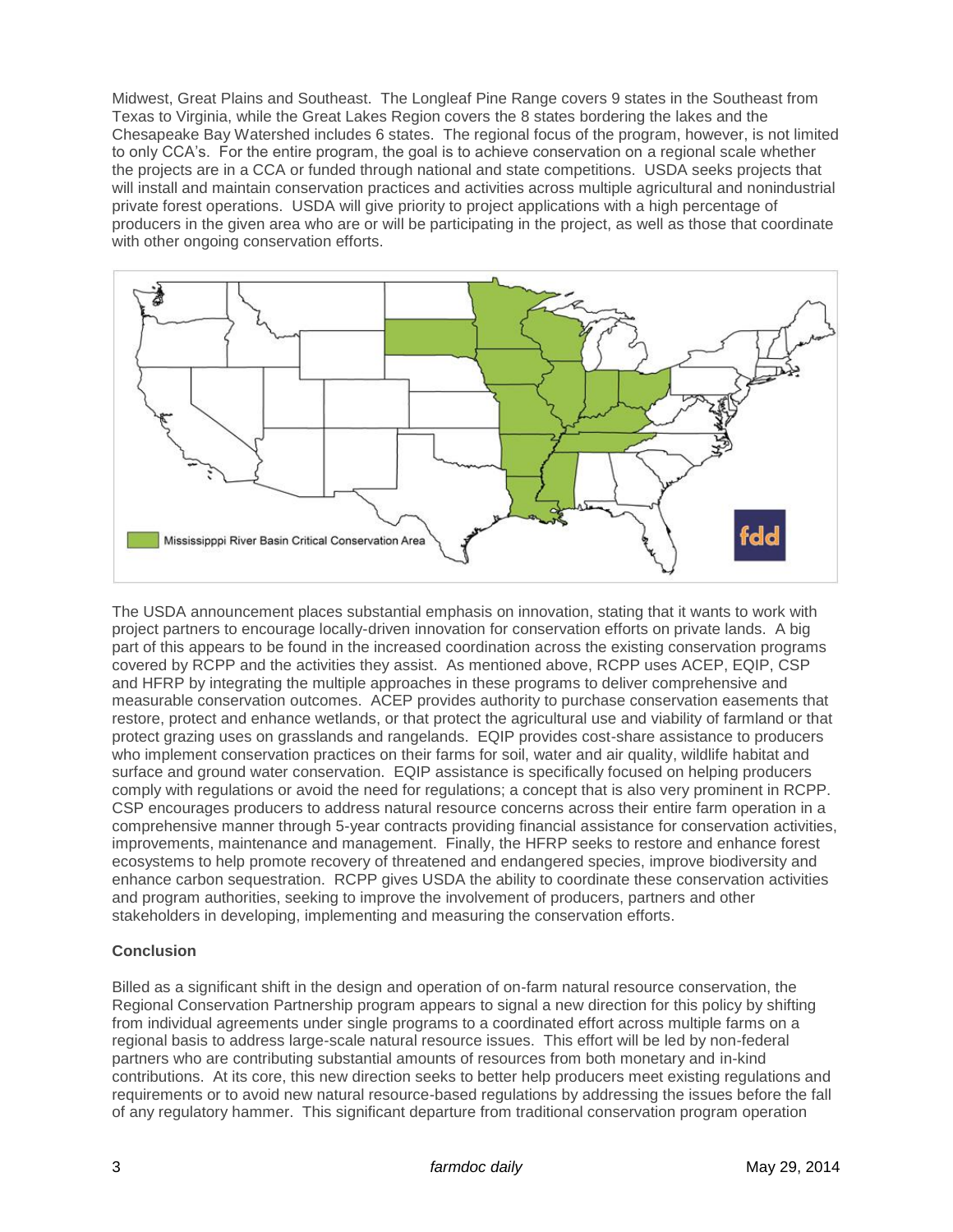Midwest, Great Plains and Southeast. The Longleaf Pine Range covers 9 states in the Southeast from Texas to Virginia, while the Great Lakes Region covers the 8 states bordering the lakes and the Chesapeake Bay Watershed includes 6 states. The regional focus of the program, however, is not limited to only CCA's. For the entire program, the goal is to achieve conservation on a regional scale whether the projects are in a CCA or funded through national and state competitions. USDA seeks projects that will install and maintain conservation practices and activities across multiple agricultural and nonindustrial private forest operations. USDA will give priority to project applications with a high percentage of producers in the given area who are or will be participating in the project, as well as those that coordinate with other ongoing conservation efforts.

Mississipppi River Basin Critical Conservation Area

The USDA announcement places substantial emphasis on innovation, stating that it wants to work with project partners to encourage locally-driven innovation for conservation efforts on private lands. A big part of this appears to be found in the increased coordination across the existing conservation programs covered by RCPP and the activities they assist. As mentioned above, RCPP uses ACEP, EQIP, CSP and HFRP by integrating the multiple approaches in these programs to deliver comprehensive and measurable conservation outcomes. ACEP provides authority to purchase conservation easements that restore, protect and enhance wetlands, or that protect the agricultural use and viability of farmland or that protect grazing uses on grasslands and rangelands. EQIP provides cost-share assistance to producers who implement conservation practices on their farms for soil, water and air quality, wildlife habitat and surface and ground water conservation. EQIP assistance is specifically focused on helping producers comply with regulations or avoid the need for regulations; a concept that is also very prominent in RCPP. CSP encourages producers to address natural resource concerns across their entire farm operation in a comprehensive manner through 5-year contracts providing financial assistance for conservation activities, improvements, maintenance and management. Finally, the HFRP seeks to restore and enhance forest ecosystems to help promote recovery of threatened and endangered species, improve biodiversity and enhance carbon sequestration. RCPP gives USDA the ability to coordinate these conservation activities and program authorities, seeking to improve the involvement of producers, partners and other stakeholders in developing, implementing and measuring the conservation efforts.

**Conclusion**

Billed as a significant shift in the design and operation of on-farm natural resource conservation, the Regional Conservation Partnership program appears to signal a new direction for this policy by shifting from individual agreements under single programs to a coordinated effort across multiple farms on a regional basis to address large-scale natural resource issues. This effort will be led by non-federal partners who are contributing substantial amounts of resources from both monetary and in-kind contributions. At its core, this new direction seeks to better help producers meet existing regulations and requirements or to avoid new natural resource-based regulations by addressing the issues before the fall of any regulatory hammer. This significant departure from traditional conservation program operation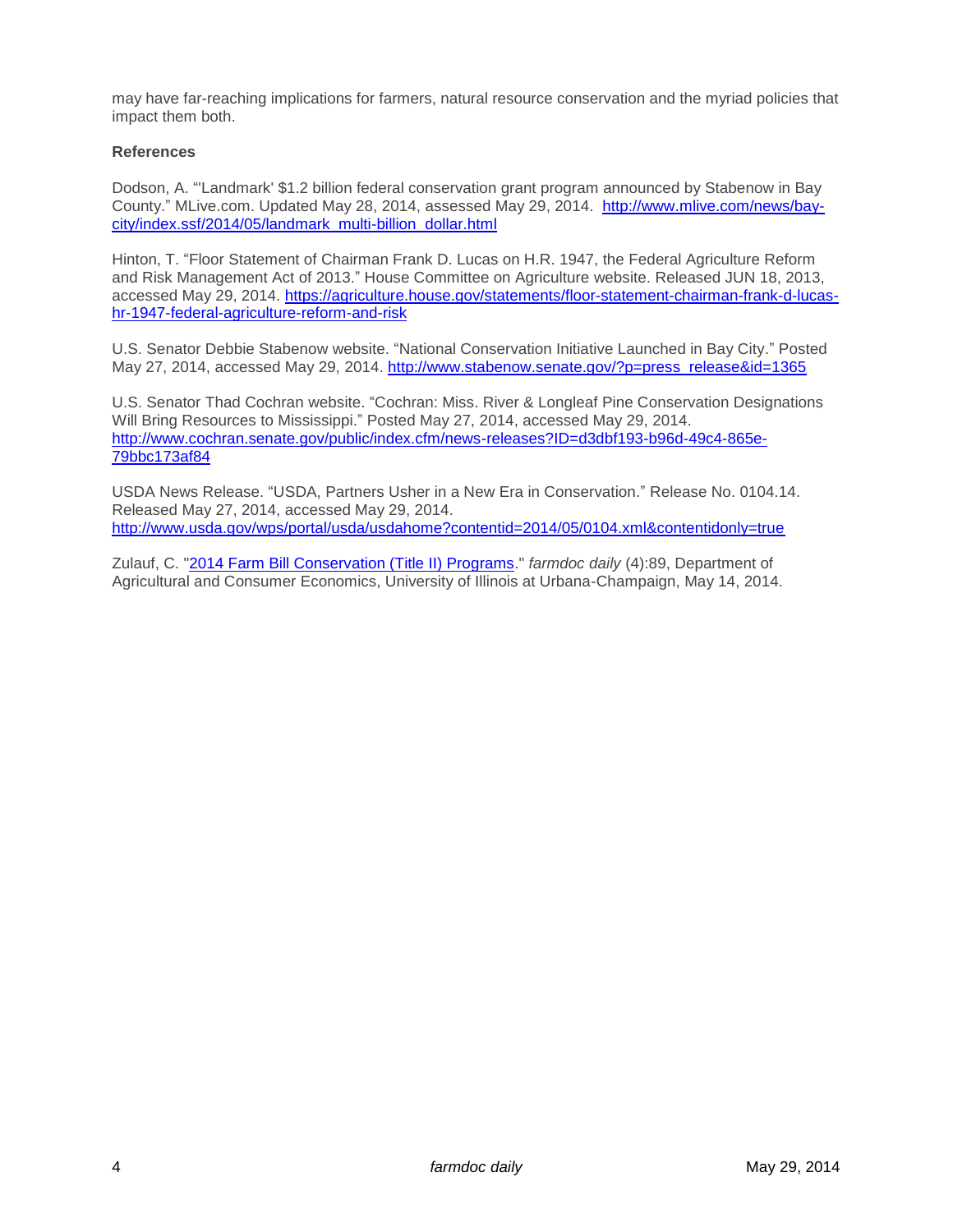may have far-reaching implications for farmers, natural resource conservation and the myriad policies that impact them both.

**References**

Dodson, A. "'Landmark' $1.2 billion federal conservation grant program announced by Stabenow in Bay County." MLive.com. Updated May 28, 2014, assessed May 29, 2014. [http://www.mlive.com/news/bay-city/index.ssf/2014/05/landmark_multi-billion_dollar.html](http://www.mlive.com/news/bay-city/index.ssf/2014/05/landmark_multi-billion_dollar.html)

Hinton, T. "Floor Statement of Chairman Frank D. Lucas on H.R. 1947, the Federal Agriculture Reform and Risk Management Act of 2013." House Committee on Agriculture website. Released JUN 18, 2013, accessed May 29, 2014. [https://agriculture.house.gov/statements/floor-statement-chairman-frank-d-lucas-hr-1947-federal-agriculture-reform-and-risk](https://agriculture.house.gov/statements/floor-statement-chairman-frank-d-lucas-hr-1947-federal-agriculture-reform-and-risk)

U.S. Senator Debbie Stabenow website. "National Conservation Initiative Launched in Bay City." Posted May 27, 2014, accessed May 29, 2014. [http://www.stabenow.senate.gov/?p=press_release&id=1365](http://www.stabenow.senate.gov/?p=press_release&id=1365)

U.S. Senator Thad Cochran website. "Cochran: Miss. River & Longleaf Pine Conservation Designations Will Bring Resources to Mississippi." Posted May 27, 2014, accessed May 29, 2014. [http://www.cochran.senate.gov/public/index.cfm/news-releases?ID=d3dbf193-b96d-49c4-865e-79bbc173af84](http://www.cochran.senate.gov/public/index.cfm/news-releases?ID=d3dbf193-b96d-49c4-865e-79bbc173af84)

USDA News Release. "USDA, Partners Usher in a New Era in Conservation." Release No. 0104.14. Released May 27, 2014, accessed May 29, 2014. [http://www.usda.gov/wps/portal/usda/usdahome?contentid=2014/05/0104.xml&contentidonly=true](http://www.usda.gov/wps/portal/usda/usdahome?contentid=2014/05/0104.xml&contentidonly=true)

Zulauf, C. "2014 Farm Bill Conservation (Title II) Programs." *farmdoc daily* (4):89, Department of Agricultural and Consumer Economics, University of Illinois at Urbana-Champaign, May 14, 2014.